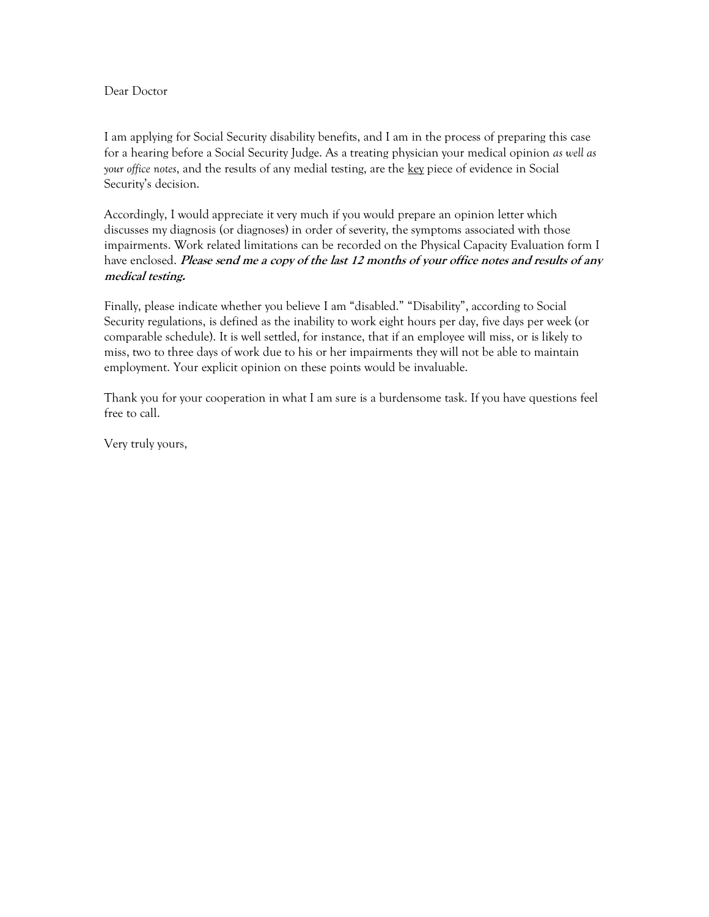Dear Doctor

I am applying for Social Security disability benefits, and I am in the process of preparing this case for a hearing before a Social Security Judge. As a treating physician your medical opinion *as well as your office notes*, and the results of any medial testing, are the <u>key</u> piece of evidence in Social Security's decision.

Accordingly, I would appreciate it very much if you would prepare an opinion letter which discusses my diagnosis (or diagnoses) in order of severity, the symptoms associated with those impairments. Work related limitations can be recorded on the Physical Capacity Evaluation form I have enclosed. ***Please send me a copy of the last 12 months of your office notes and results of any medical testing.***

Finally, please indicate whether you believe I am "disabled." "Disability", according to Social Security regulations, is defined as the inability to work eight hours per day, five days per week (or comparable schedule). It is well settled, for instance, that if an employee will miss, or is likely to miss, two to three days of work due to his or her impairments they will not be able to maintain employment. Your explicit opinion on these points would be invaluable.

Thank you for your cooperation in what I am sure is a burdensome task. If you have questions feel free to call.

Very truly yours,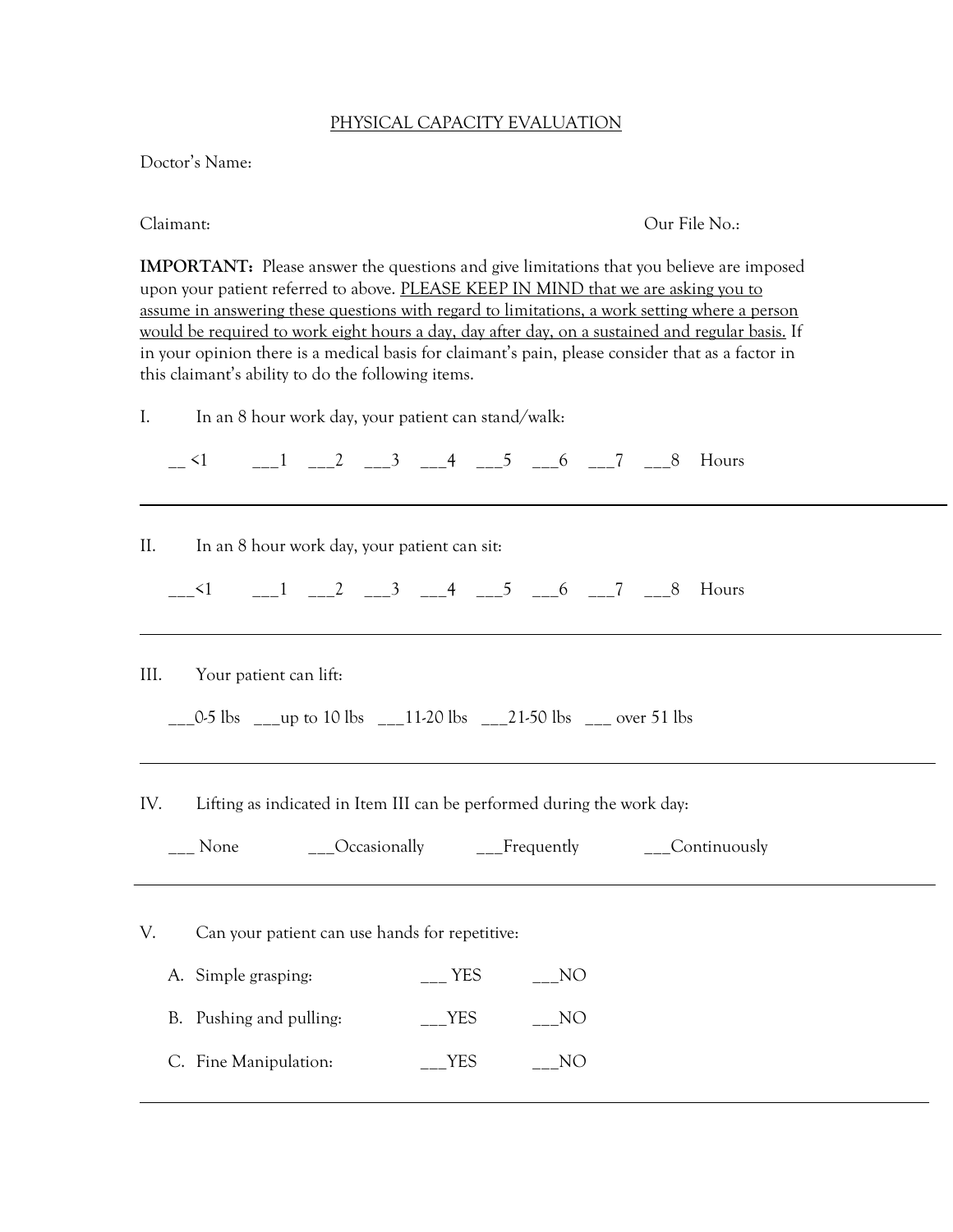# PHYSICAL CAPACITY EVALUATION

Doctor's Name:

Claimant: Our File No.:

**IMPORTANT:** Please answer the questions and give limitations that you believe are imposed upon your patient referred to above. PLEASE KEEP IN MIND that we are asking you to assume in answering these questions with regard to limitations, a work setting where a person would be required to work eight hours a day, day after day, on a sustained and regular basis. If in your opinion there is a medical basis for claimant's pain, please consider that as a factor in this claimant's ability to do the following items.

I. In an 8 hour work day, your patient can stand/walk:

__ <1 ___1 ___2 ___3 ___4 ___5 ___6 ___7 ___8 Hours

---

II. In an 8 hour work day, your patient can sit:

___<1 ___1 ___2 ___3 ___4 ___5 ___6 ___7 ___8 Hours

---

III. Your patient can lift:

___0-5 lbs ___up to 10 lbs ___11-20 lbs ___21-50 lbs ___ over 51 lbs

---

IV. Lifting as indicated in Item III can be performed during the work day:

___ None ___Occasionally ___Frequently ___Continuously

---

V. Can your patient can use hands for repetitive:

A. Simple grasping: ___ YES ___NO

B. Pushing and pulling: ___YES ___NO

C. Fine Manipulation: ___YES ___NO

---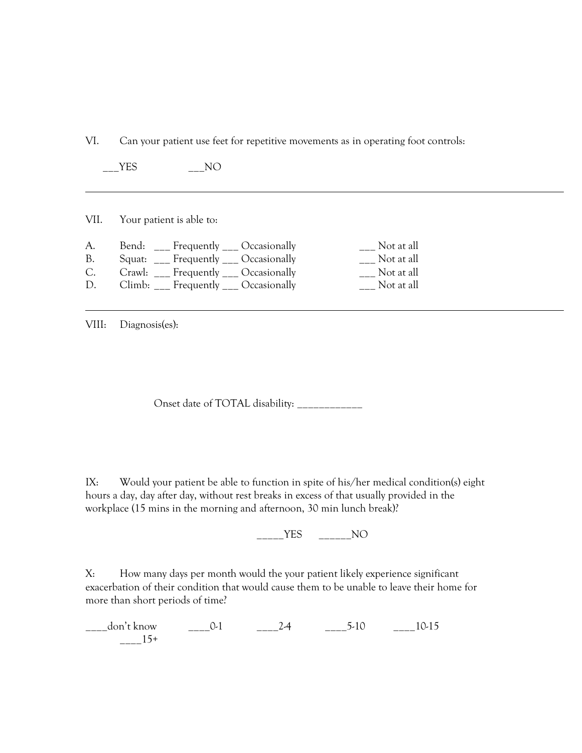VI. Can your patient use feet for repetitive movements as in operating foot controls:

___YES ___NO

---

VII. Your patient is able to:

A. Bend: ___ Frequently ___ Occasionally ___ Not at all
B. Squat: ___ Frequently ___ Occasionally ___ Not at all
C. Crawl: ___ Frequently ___ Occasionally ___ Not at all
D. Climb: ___ Frequently ___ Occasionally ___ Not at all

---

VIII: Diagnosis(es):

Onset date of TOTAL disability: ____________

IX: Would your patient be able to function in spite of his/her medical condition(s) eight hours a day, day after day, without rest breaks in excess of that usually provided in the workplace (15 mins in the morning and afternoon, 30 min lunch break)?

_____YES ______NO

X: How many days per month would the your patient likely experience significant exacerbation of their condition that would cause them to be unable to leave their home for more than short periods of time?

____don't know ____0-1 ____2-4 ____5-10 ____10-15 ____15+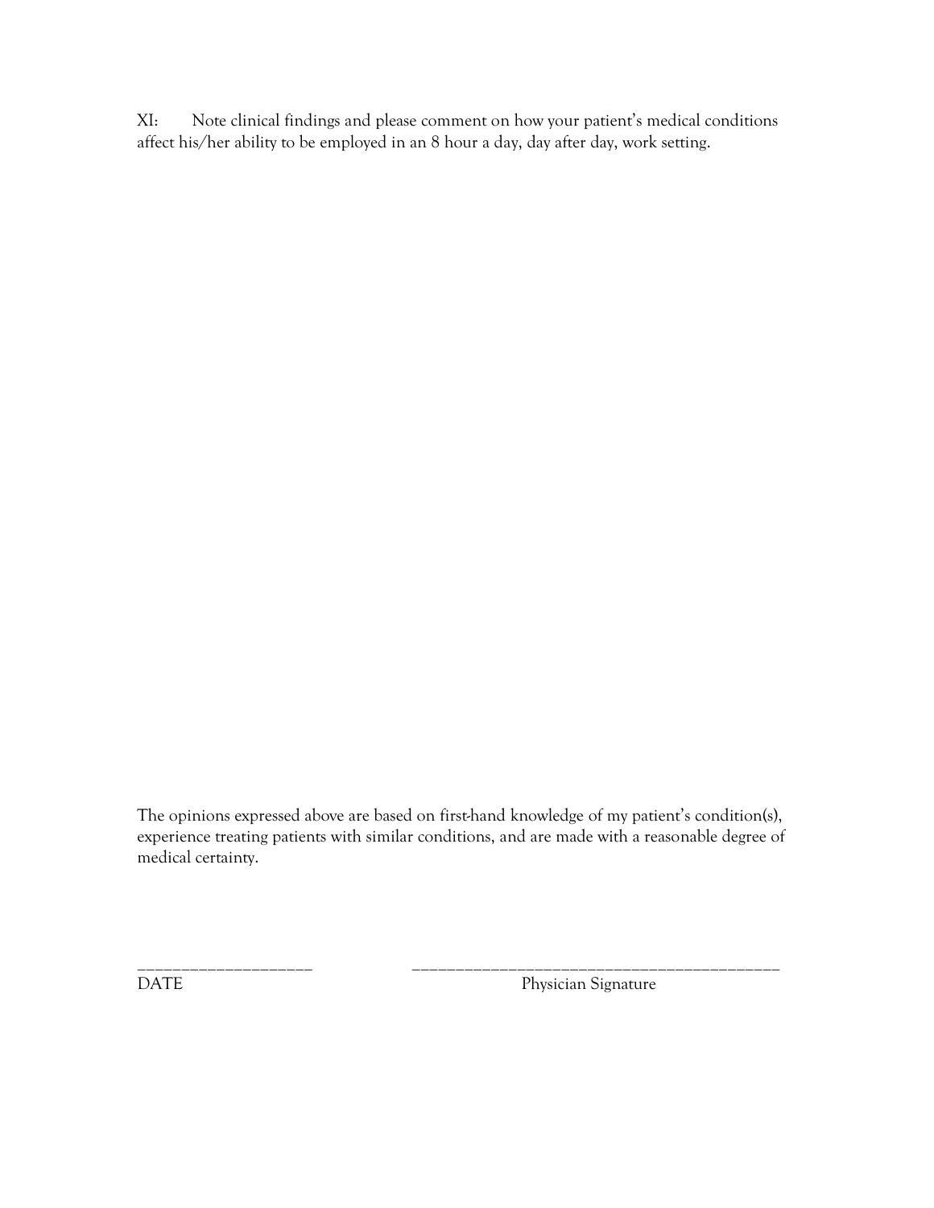XI: Note clinical findings and please comment on how your patient's medical conditions affect his/her ability to be employed in an 8 hour a day, day after day, work setting.

The opinions expressed above are based on first-hand knowledge of my patient's condition(s), experience treating patients with similar conditions, and are made with a reasonable degree of medical certainty.

\_\_\_\_\_\_\_\_\_\_\_\_\_\_\_\_\_\_\_\_ \_\_\_\_\_\_\_\_\_\_\_\_\_\_\_\_\_\_\_\_\_\_\_\_\_\_\_\_\_\_\_\_\_\_\_\_\_\_\_\_\_\_

DATE Physician Signature